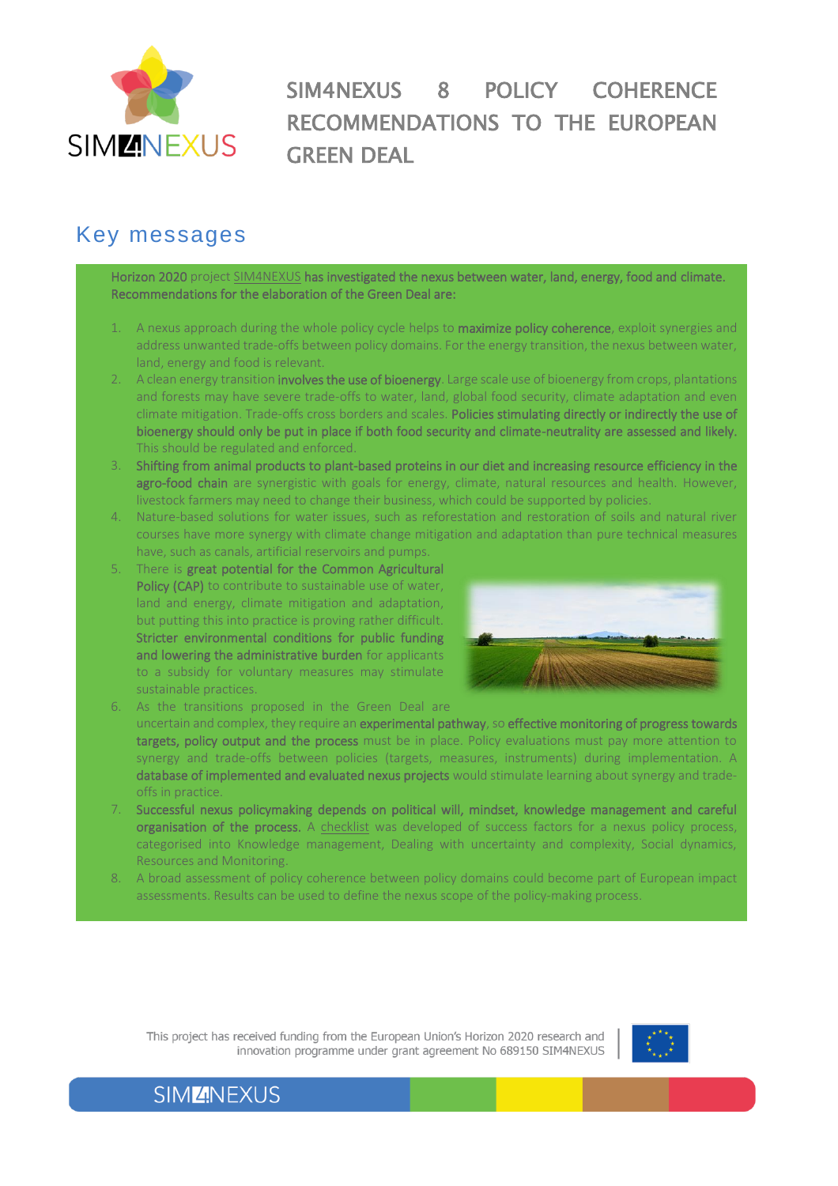# SIM4NEXUS 8 POLICY COHERENCE RECOMMENDATIONS TO THE EUROPEAN GREEN DEAL

## Key messages

**Horizon 2020** project SIM4NEXUS **has investigated the nexus between water, land, energy, food and climate. Recommendations for the elaboration of the Green Deal are:**

1. A nexus approach during the whole policy cycle helps to **maximize policy coherence**, exploit synergies and address unwanted trade-offs between policy domains. For the energy transition, the nexus between water, land, energy and food is relevant.
2. A clean energy transition **involves the use of bioenergy**. Large scale use of bioenergy from crops, plantations and forests may have severe trade-offs to water, land, global food security, climate adaptation and even climate mitigation. Trade-offs cross borders and scales. **Policies stimulating directly or indirectly the use of bioenergy should only be put in place if both food security and climate-neutrality are assessed and likely.** This should be regulated and enforced.
3. **Shifting from animal products to plant-based proteins in our diet and increasing resource efficiency in the agro-food chain** are synergistic with goals for energy, climate, natural resources and health. However, livestock farmers may need to change their business, which could be supported by policies.
4. Nature-based solutions for water issues, such as reforestation and restoration of soils and natural river courses have more synergy with climate change mitigation and adaptation than pure technical measures have, such as canals, artificial reservoirs and pumps.
5. There is **great potential for the Common Agricultural Policy (CAP)** to contribute to sustainable use of water, land and energy, climate mitigation and adaptation, but putting this into practice is proving rather difficult. **Stricter environmental conditions for public funding and lowering the administrative burden** for applicants to a subsidy for voluntary measures may stimulate sustainable practices.
6. As the transitions proposed in the Green Deal are uncertain and complex, they require an **experimental pathway**, so **effective monitoring of progress towards targets, policy output and the process** must be in place. Policy evaluations must pay more attention to synergy and trade-offs between policies (targets, measures, instruments) during implementation. A **database of implemented and evaluated nexus projects** would stimulate learning about synergy and trade-offs in practice.
7. **Successful nexus policymaking depends on political will, mindset, knowledge management and careful organisation of the process.** A checklist was developed of success factors for a nexus policy process, categorised into Knowledge management, Dealing with uncertainty and complexity, Social dynamics, Resources and Monitoring.
8. A broad assessment of policy coherence between policy domains could become part of European impact assessments. Results can be used to define the nexus scope of the policy-making process.

This project has received funding from the European Union's Horizon 2020 research and innovation programme under grant agreement No 689150 SIM4NEXUS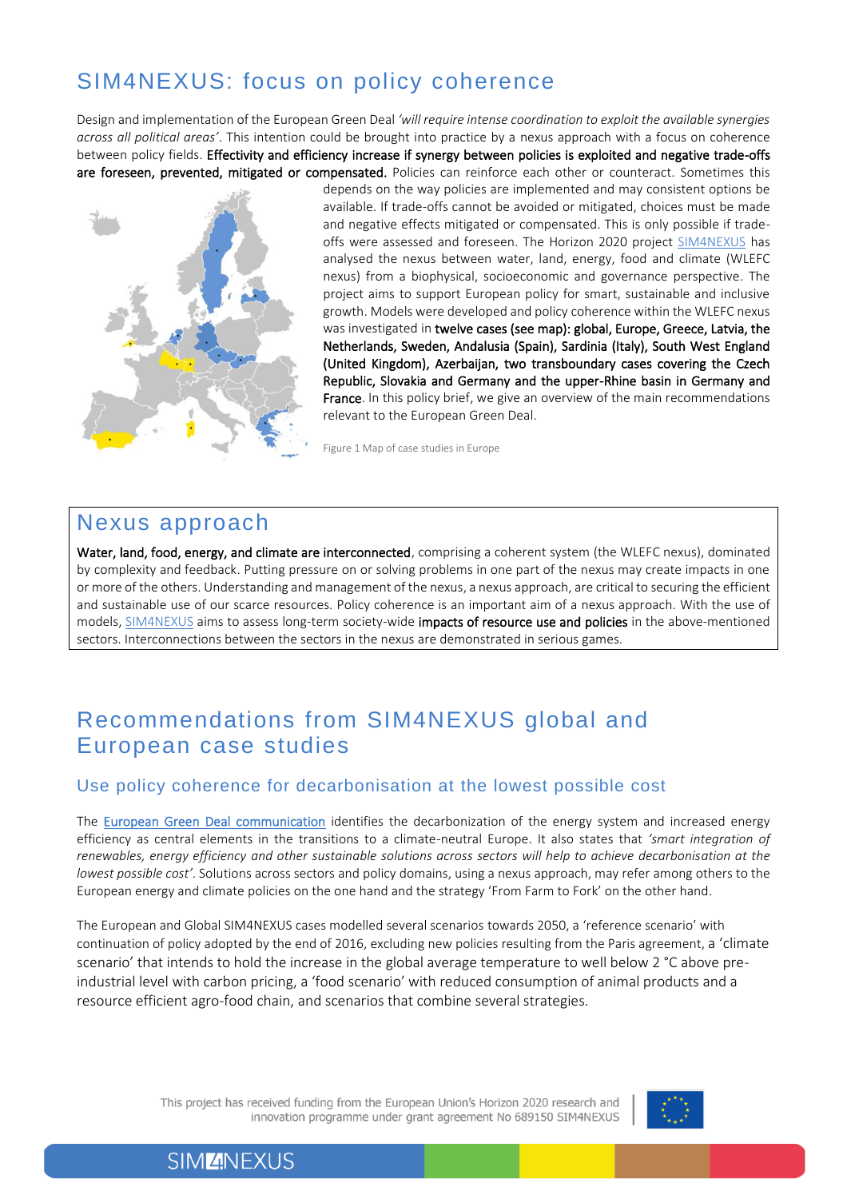# SIM4NEXUS: focus on policy coherence

Design and implementation of the European Green Deal *'will require intense coordination to exploit the available synergies across all political areas'*. This intention could be brought into practice by a nexus approach with a focus on coherence between policy fields. **Effectivity and efficiency increase if synergy between policies is exploited and negative trade-offs are foreseen, prevented, mitigated or compensated.** Policies can reinforce each other or counteract. Sometimes this depends on the way policies are implemented and may consistent options be available. If trade-offs cannot be avoided or mitigated, choices must be made and negative effects mitigated or compensated. This is only possible if trade-offs were assessed and foreseen. The Horizon 2020 project SIM4NEXUS has analysed the nexus between water, land, energy, food and climate (WLEFC nexus) from a biophysical, socioeconomic and governance perspective. The project aims to support European policy for smart, sustainable and inclusive growth. Models were developed and policy coherence within the WLEFC nexus was investigated in **twelve cases (see map): global, Europe, Greece, Latvia, the Netherlands, Sweden, Andalusia (Spain), Sardinia (Italy), South West England (United Kingdom), Azerbaijan, two transboundary cases covering the Czech Republic, Slovakia and Germany and the upper-Rhine basin in Germany and France**. In this policy brief, we give an overview of the main recommendations relevant to the European Green Deal.

Figure 1 Map of case studies in Europe

## Nexus approach

**Water, land, food, energy, and climate are interconnected**, comprising a coherent system (the WLEFC nexus), dominated by complexity and feedback. Putting pressure on or solving problems in one part of the nexus may create impacts in one or more of the others. Understanding and management of the nexus, a nexus approach, are critical to securing the efficient and sustainable use of our scarce resources. Policy coherence is an important aim of a nexus approach. With the use of models, SIM4NEXUS aims to assess long-term society-wide **impacts of resource use and policies** in the above-mentioned sectors. Interconnections between the sectors in the nexus are demonstrated in serious games.

# Recommendations from SIM4NEXUS global and European case studies

## Use policy coherence for decarbonisation at the lowest possible cost

The European Green Deal communication identifies the decarbonization of the energy system and increased energy efficiency as central elements in the transitions to a climate-neutral Europe. It also states that *'smart integration of renewables, energy efficiency and other sustainable solutions across sectors will help to achieve decarbonisation at the lowest possible cost'*. Solutions across sectors and policy domains, using a nexus approach, may refer among others to the European energy and climate policies on the one hand and the strategy 'From Farm to Fork' on the other hand.

The European and Global SIM4NEXUS cases modelled several scenarios towards 2050, a 'reference scenario' with continuation of policy adopted by the end of 2016, excluding new policies resulting from the Paris agreement, a 'climate scenario' that intends to hold the increase in the global average temperature to well below 2 °C above pre-industrial level with carbon pricing, a 'food scenario' with reduced consumption of animal products and a resource efficient agro-food chain, and scenarios that combine several strategies.

This project has received funding from the European Union's Horizon 2020 research and innovation programme under grant agreement No 689150 SIM4NEXUS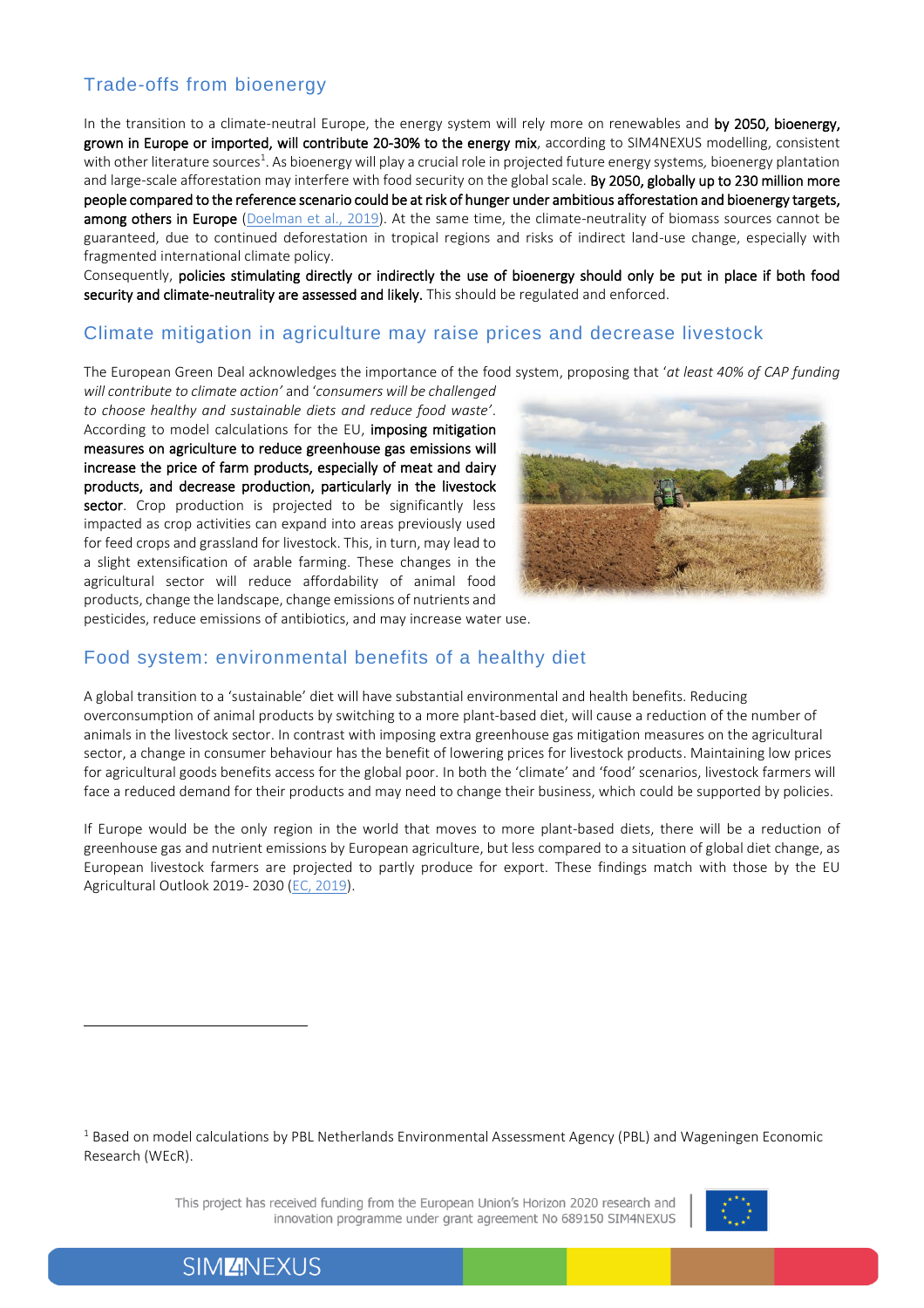## Trade-offs from bioenergy

In the transition to a climate-neutral Europe, the energy system will rely more on renewables and **by 2050, bioenergy, grown in Europe or imported, will contribute 20-30% to the energy mix**, according to SIM4NEXUS modelling, consistent with other literature sources[1]. As bioenergy will play a crucial role in projected future energy systems, bioenergy plantation and large-scale afforestation may interfere with food security on the global scale. **By 2050, globally up to 230 million more people compared to the reference scenario could be at risk of hunger under ambitious afforestation and bioenergy targets, among others in Europe** (Doelman et al., 2019). At the same time, the climate-neutrality of biomass sources cannot be guaranteed, due to continued deforestation in tropical regions and risks of indirect land-use change, especially with fragmented international climate policy.

Consequently, **policies stimulating directly or indirectly the use of bioenergy should only be put in place if both food security and climate-neutrality are assessed and likely.** This should be regulated and enforced.

## Climate mitigation in agriculture may raise prices and decrease livestock

The European Green Deal acknowledges the importance of the food system, proposing that '*at least 40% of CAP funding will contribute to climate action*' and '*consumers will be challenged to choose healthy and sustainable diets and reduce food waste*'. According to model calculations for the EU, **imposing mitigation measures on agriculture to reduce greenhouse gas emissions will increase the price of farm products, especially of meat and dairy products, and decrease production, particularly in the livestock sector**. Crop production is projected to be significantly less impacted as crop activities can expand into areas previously used for feed crops and grassland for livestock. This, in turn, may lead to a slight extensification of arable farming. These changes in the agricultural sector will reduce affordability of animal food products, change the landscape, change emissions of nutrients and pesticides, reduce emissions of antibiotics, and may increase water use.

## Food system: environmental benefits of a healthy diet

A global transition to a 'sustainable' diet will have substantial environmental and health benefits. Reducing overconsumption of animal products by switching to a more plant-based diet, will cause a reduction of the number of animals in the livestock sector. In contrast with imposing extra greenhouse gas mitigation measures on the agricultural sector, a change in consumer behaviour has the benefit of lowering prices for livestock products. Maintaining low prices for agricultural goods benefits access for the global poor. In both the 'climate' and 'food' scenarios, livestock farmers will face a reduced demand for their products and may need to change their business, which could be supported by policies.

If Europe would be the only region in the world that moves to more plant-based diets, there will be a reduction of greenhouse gas and nutrient emissions by European agriculture, but less compared to a situation of global diet change, as European livestock farmers are projected to partly produce for export. These findings match with those by the EU Agricultural Outlook 2019- 2030 (EC, 2019).

---

[1] Based on model calculations by PBL Netherlands Environmental Assessment Agency (PBL) and Wageningen Economic Research (WEcR).

This project has received funding from the European Union's Horizon 2020 research and innovation programme under grant agreement No 689150 SIM4NEXUS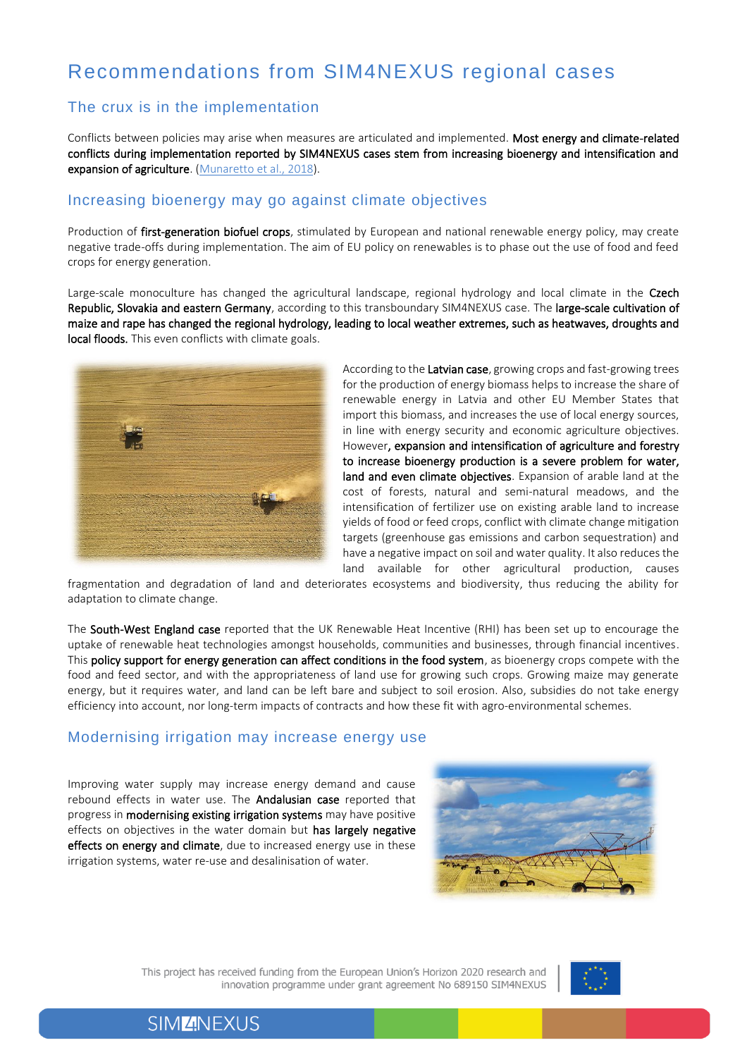# Recommendations from SIM4NEXUS regional cases

## The crux is in the implementation

Conflicts between policies may arise when measures are articulated and implemented. **Most energy and climate-related conflicts during implementation reported by SIM4NEXUS cases stem from increasing bioenergy and intensification and expansion of agriculture**. (Munaretto et al., 2018).

## Increasing bioenergy may go against climate objectives

Production of **first-generation biofuel crops**, stimulated by European and national renewable energy policy, may create negative trade-offs during implementation. The aim of EU policy on renewables is to phase out the use of food and feed crops for energy generation.

Large-scale monoculture has changed the agricultural landscape, regional hydrology and local climate in the **Czech Republic, Slovakia and eastern Germany**, according to this transboundary SIM4NEXUS case. The **large-scale cultivation of maize and rape has changed the regional hydrology, leading to local weather extremes, such as heatwaves, droughts and local floods.** This even conflicts with climate goals.

According to the **Latvian case**, growing crops and fast-growing trees for the production of energy biomass helps to increase the share of renewable energy in Latvia and other EU Member States that import this biomass, and increases the use of local energy sources, in line with energy security and economic agriculture objectives. However**, expansion and intensification of agriculture and forestry to increase bioenergy production is a severe problem for water, land and even climate objectives**. Expansion of arable land at the cost of forests, natural and semi-natural meadows, and the intensification of fertilizer use on existing arable land to increase yields of food or feed crops, conflict with climate change mitigation targets (greenhouse gas emissions and carbon sequestration) and have a negative impact on soil and water quality. It also reduces the land available for other agricultural production, causes fragmentation and degradation of land and deteriorates ecosystems and biodiversity, thus reducing the ability for adaptation to climate change.

The **South-West England case** reported that the UK Renewable Heat Incentive (RHI) has been set up to encourage the uptake of renewable heat technologies amongst households, communities and businesses, through financial incentives. This **policy support for energy generation can affect conditions in the food system**, as bioenergy crops compete with the food and feed sector, and with the appropriateness of land use for growing such crops. Growing maize may generate energy, but it requires water, and land can be left bare and subject to soil erosion. Also, subsidies do not take energy efficiency into account, nor long-term impacts of contracts and how these fit with agro-environmental schemes.

## Modernising irrigation may increase energy use

Improving water supply may increase energy demand and cause rebound effects in water use. The **Andalusian case** reported that progress in **modernising existing irrigation systems** may have positive effects on objectives in the water domain but **has largely negative effects on energy and climate**, due to increased energy use in these irrigation systems, water re-use and desalinisation of water.

This project has received funding from the European Union's Horizon 2020 research and innovation programme under grant agreement No 689150 SIM4NEXUS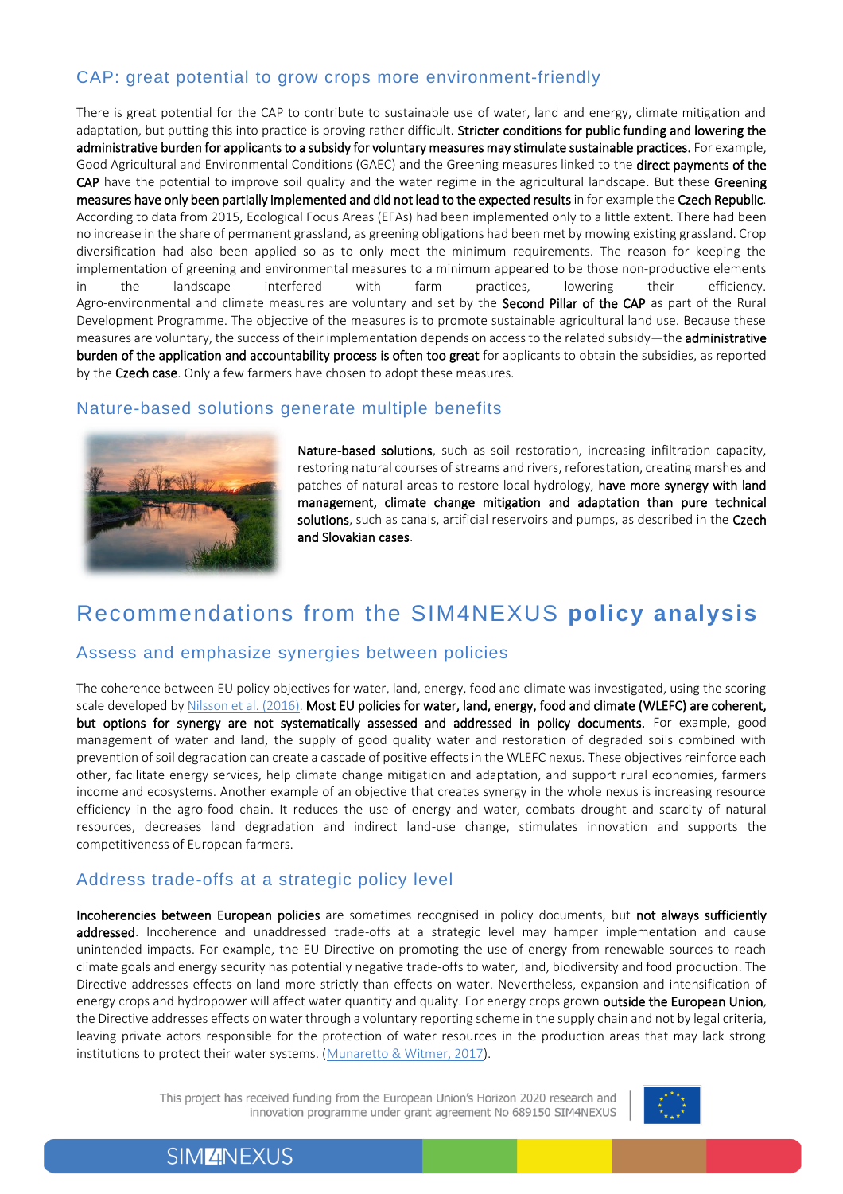## CAP: great potential to grow crops more environment-friendly

There is great potential for the CAP to contribute to sustainable use of water, land and energy, climate mitigation and adaptation, but putting this into practice is proving rather difficult. **Stricter conditions for public funding and lowering the administrative burden for applicants to a subsidy for voluntary measures may stimulate sustainable practices.** For example, Good Agricultural and Environmental Conditions (GAEC) and the Greening measures linked to the **direct payments of the CAP** have the potential to improve soil quality and the water regime in the agricultural landscape. But these **Greening measures have only been partially implemented and did not lead to the expected results** in for example the **Czech Republic**. According to data from 2015, Ecological Focus Areas (EFAs) had been implemented only to a little extent. There had been no increase in the share of permanent grassland, as greening obligations had been met by mowing existing grassland. Crop diversification had also been applied so as to only meet the minimum requirements. The reason for keeping the implementation of greening and environmental measures to a minimum appeared to be those non-productive elements in the landscape interfered with farm practices, lowering their efficiency.
Agro-environmental and climate measures are voluntary and set by the **Second Pillar of the CAP** as part of the Rural Development Programme. The objective of the measures is to promote sustainable agricultural land use. Because these measures are voluntary, the success of their implementation depends on access to the related subsidy—the **administrative burden of the application and accountability process is often too great** for applicants to obtain the subsidies, as reported by the **Czech case**. Only a few farmers have chosen to adopt these measures.

## Nature-based solutions generate multiple benefits

**Nature-based solutions**, such as soil restoration, increasing infiltration capacity, restoring natural courses of streams and rivers, reforestation, creating marshes and patches of natural areas to restore local hydrology, **have more synergy with land management, climate change mitigation and adaptation than pure technical solutions**, such as canals, artificial reservoirs and pumps, as described in the **Czech and Slovakian cases**.

# Recommendations from the SIM4NEXUS **policy analysis**

## Assess and emphasize synergies between policies

The coherence between EU policy objectives for water, land, energy, food and climate was investigated, using the scoring scale developed by Nilsson et al. (2016). **Most EU policies for water, land, energy, food and climate (WLEFC) are coherent, but options for synergy are not systematically assessed and addressed in policy documents.** For example, good management of water and land, the supply of good quality water and restoration of degraded soils combined with prevention of soil degradation can create a cascade of positive effects in the WLEFC nexus. These objectives reinforce each other, facilitate energy services, help climate change mitigation and adaptation, and support rural economies, farmers income and ecosystems. Another example of an objective that creates synergy in the whole nexus is increasing resource efficiency in the agro-food chain. It reduces the use of energy and water, combats drought and scarcity of natural resources, decreases land degradation and indirect land-use change, stimulates innovation and supports the competitiveness of European farmers.

## Address trade-offs at a strategic policy level

**Incoherencies between European policies** are sometimes recognised in policy documents, but **not always sufficiently addressed**. Incoherence and unaddressed trade-offs at a strategic level may hamper implementation and cause unintended impacts. For example, the EU Directive on promoting the use of energy from renewable sources to reach climate goals and energy security has potentially negative trade-offs to water, land, biodiversity and food production. The Directive addresses effects on land more strictly than effects on water. Nevertheless, expansion and intensification of energy crops and hydropower will affect water quantity and quality. For energy crops grown **outside the European Union**, the Directive addresses effects on water through a voluntary reporting scheme in the supply chain and not by legal criteria, leaving private actors responsible for the protection of water resources in the production areas that may lack strong institutions to protect their water systems. (Munaretto & Witmer, 2017).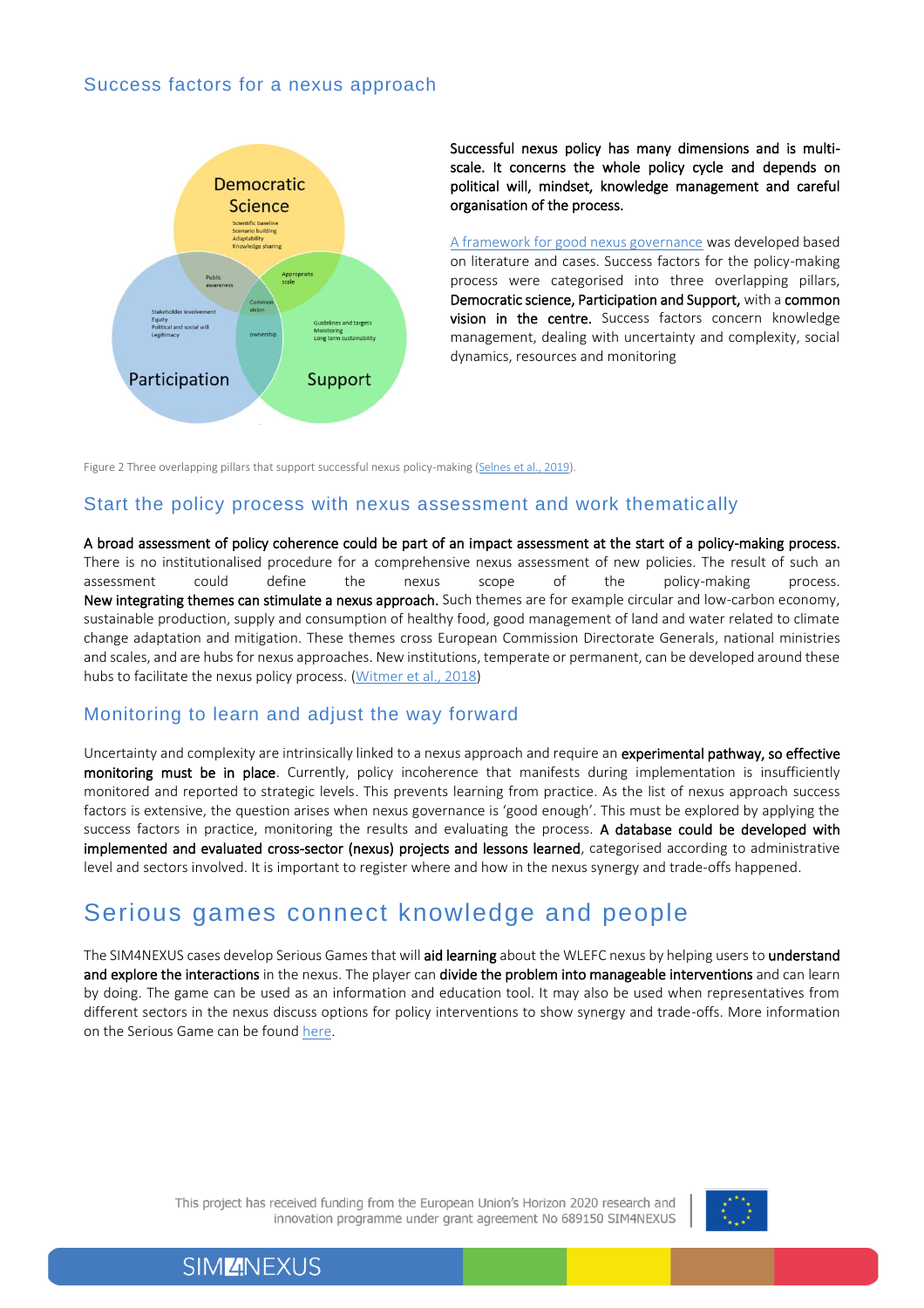## Success factors for a nexus approach

**Successful nexus policy has many dimensions and is multi-scale. It concerns the whole policy cycle and depends on political will, mindset, knowledge management and careful organisation of the process.**

A framework for good nexus governance was developed based on literature and cases. Success factors for the policy-making process were categorised into three overlapping pillars, **Democratic science, Participation and Support,** with a **common vision in the centre.** Success factors concern knowledge management, dealing with uncertainty and complexity, social dynamics, resources and monitoring

Figure 2 Three overlapping pillars that support successful nexus policy-making (Selnes et al., 2019).

## Start the policy process with nexus assessment and work thematically

**A broad assessment of policy coherence could be part of an impact assessment at the start of a policy-making process.** There is no institutionalised procedure for a comprehensive nexus assessment of new policies. The result of such an assessment could define the nexus scope of the policy-making process. **New integrating themes can stimulate a nexus approach.** Such themes are for example circular and low-carbon economy, sustainable production, supply and consumption of healthy food, good management of land and water related to climate change adaptation and mitigation. These themes cross European Commission Directorate Generals, national ministries and scales, and are hubs for nexus approaches. New institutions, temperate or permanent, can be developed around these hubs to facilitate the nexus policy process. (Witmer et al., 2018)

## Monitoring to learn and adjust the way forward

Uncertainty and complexity are intrinsically linked to a nexus approach and require an **experimental pathway, so effective monitoring must be in place**. Currently, policy incoherence that manifests during implementation is insufficiently monitored and reported to strategic levels. This prevents learning from practice. As the list of nexus approach success factors is extensive, the question arises when nexus governance is 'good enough'. This must be explored by applying the success factors in practice, monitoring the results and evaluating the process. **A database could be developed with implemented and evaluated cross-sector (nexus) projects and lessons learned**, categorised according to administrative level and sectors involved. It is important to register where and how in the nexus synergy and trade-offs happened.

# Serious games connect knowledge and people

The SIM4NEXUS cases develop Serious Games that will **aid learning** about the WLEFC nexus by helping users to **understand and explore the interactions** in the nexus. The player can **divide the problem into manageable interventions** and can learn by doing. The game can be used as an information and education tool. It may also be used when representatives from different sectors in the nexus discuss options for policy interventions to show synergy and trade-offs. More information on the Serious Game can be found here.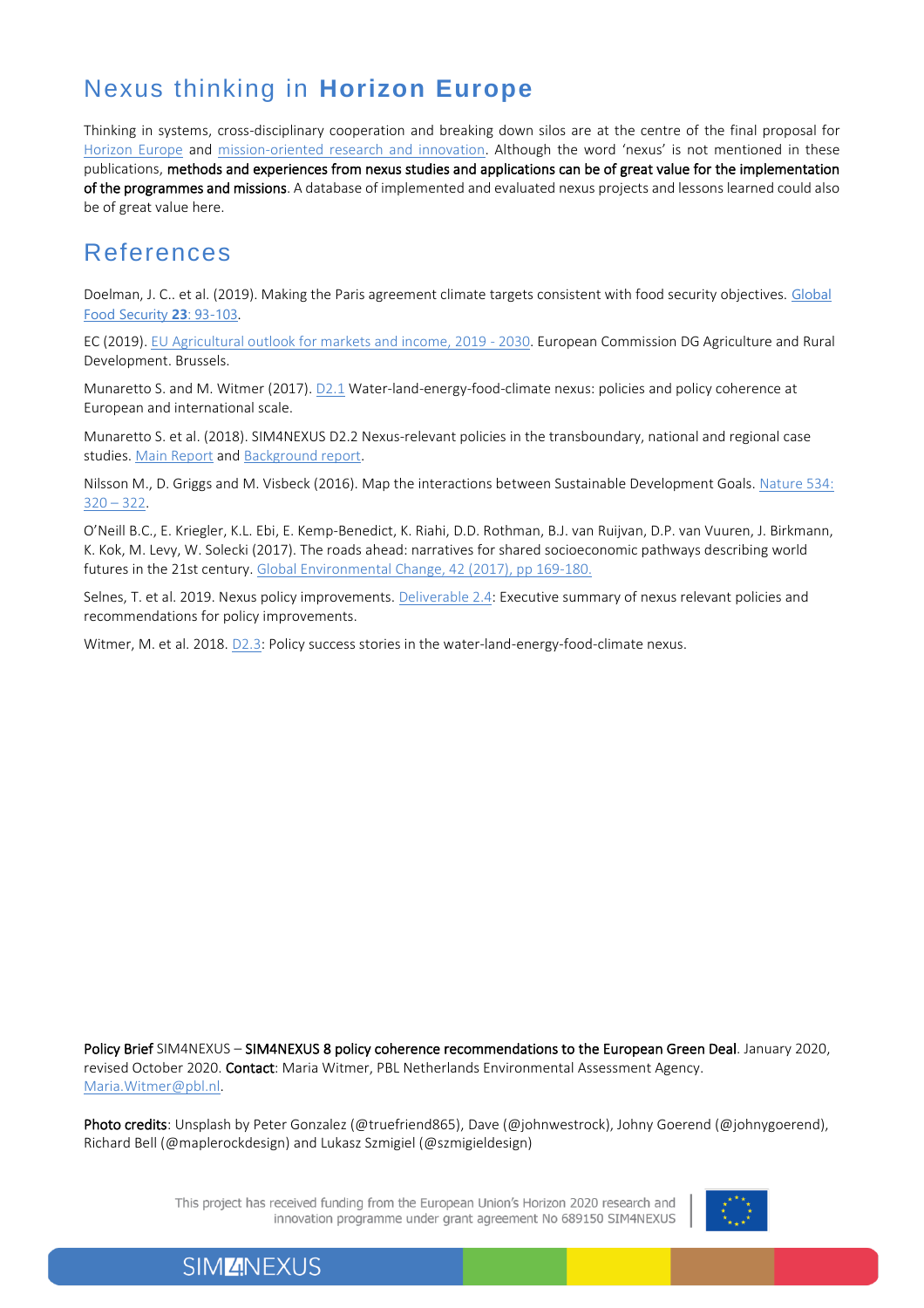## Nexus thinking in **Horizon Europe**

Thinking in systems, cross-disciplinary cooperation and breaking down silos are at the centre of the final proposal for Horizon Europe and mission-oriented research and innovation. Although the word 'nexus' is not mentioned in these publications, **methods and experiences from nexus studies and applications can be of great value for the implementation of the programmes and missions**. A database of implemented and evaluated nexus projects and lessons learned could also be of great value here.

## References

Doelman, J. C.. et al. (2019). Making the Paris agreement climate targets consistent with food security objectives. Global Food Security **23**: 93-103.

EC (2019). EU Agricultural outlook for markets and income, 2019 - 2030. European Commission DG Agriculture and Rural Development. Brussels.

Munaretto S. and M. Witmer (2017). D2.1 Water-land-energy-food-climate nexus: policies and policy coherence at European and international scale.

Munaretto S. et al. (2018). SIM4NEXUS D2.2 Nexus-relevant policies in the transboundary, national and regional case studies. Main Report and Background report.

Nilsson M., D. Griggs and M. Visbeck (2016). Map the interactions between Sustainable Development Goals. Nature 534: 320 – 322.

O'Neill B.C., E. Kriegler, K.L. Ebi, E. Kemp-Benedict, K. Riahi, D.D. Rothman, B.J. van Ruijvan, D.P. van Vuuren, J. Birkmann, K. Kok, M. Levy, W. Solecki (2017). The roads ahead: narratives for shared socioeconomic pathways describing world futures in the 21st century. Global Environmental Change, 42 (2017), pp 169-180.

Selnes, T. et al. 2019. Nexus policy improvements. Deliverable 2.4: Executive summary of nexus relevant policies and recommendations for policy improvements.

Witmer, M. et al. 2018. D2.3: Policy success stories in the water-land-energy-food-climate nexus.

**Policy Brief** SIM4NEXUS – **SIM4NEXUS 8 policy coherence recommendations to the European Green Deal**. January 2020, revised October 2020. **Contact**: Maria Witmer, PBL Netherlands Environmental Assessment Agency. Maria.Witmer@pbl.nl.

**Photo credits**: Unsplash by Peter Gonzalez (@truefriend865), Dave (@johnwestrock), Johny Goerend (@johnygoerend), Richard Bell (@maplerockdesign) and Lukasz Szmigiel (@szmigieldesign)

This project has received funding from the European Union's Horizon 2020 research and innovation programme under grant agreement No 689150 SIM4NEXUS